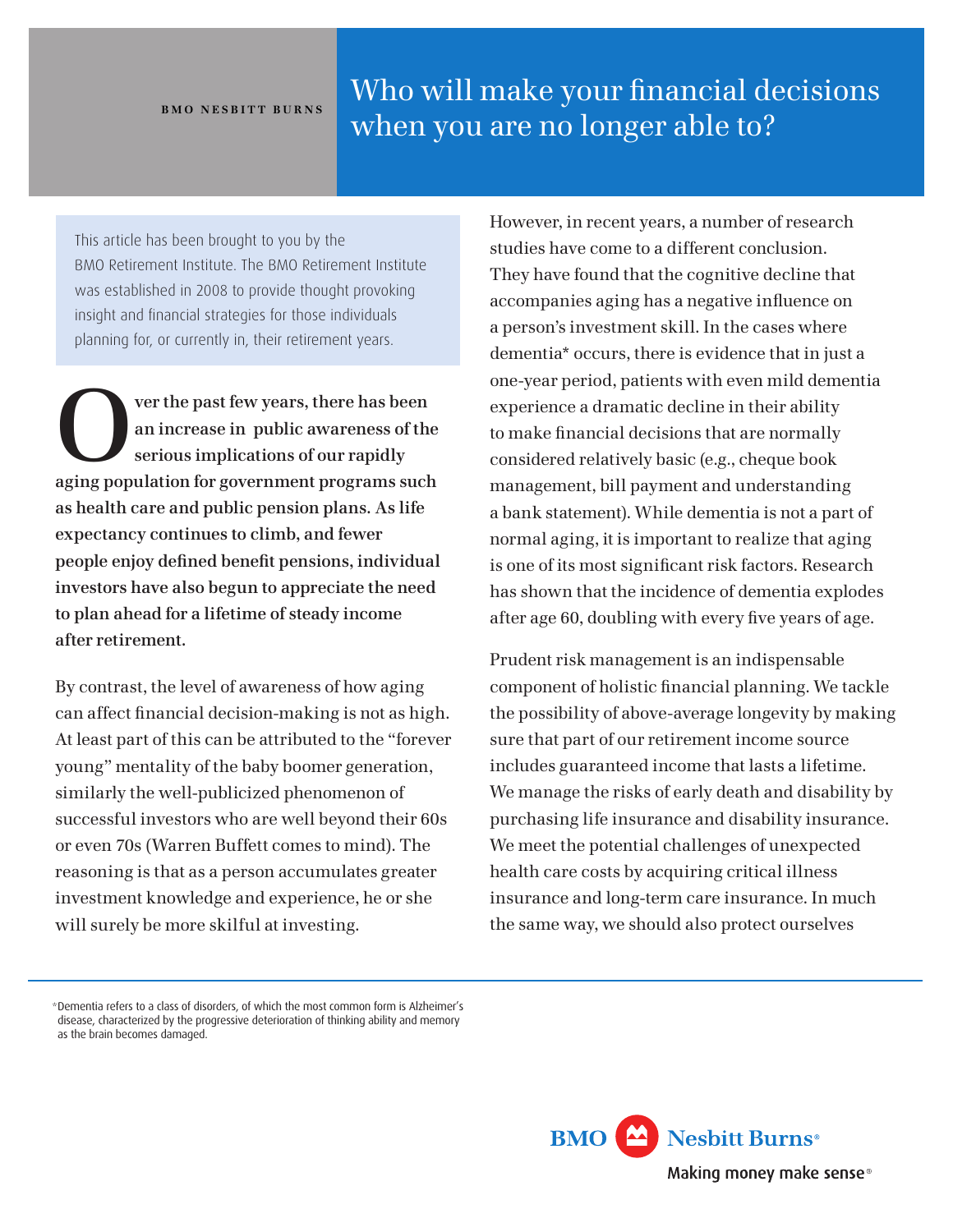BMO NESBITT BURNS

# Who will make your financial decisions when you are no longer able to?

This article has been brought to you by the BMO Retirement Institute. The BMO Retirement Institute was established in 2008 to provide thought provoking insight and financial strategies for those individuals planning for, or currently in, their retirement years.

**Over the past few years, there has been an increase in public awareness of the serious implications of our rapidly aging population for government programs such as health care and public pension plans. As life expectancy continues to climb, and fewer people enjoy defined benefit pensions, individual investors have also begun to appreciate the need to plan ahead for a lifetime of steady income after retirement.**

By contrast, the level of awareness of how aging can affect financial decision-making is not as high. At least part of this can be attributed to the "forever young" mentality of the baby boomer generation, similarly the well-publicized phenomenon of successful investors who are well beyond their 60s or even 70s (Warren Buffett comes to mind). The reasoning is that as a person accumulates greater investment knowledge and experience, he or she will surely be more skilful at investing.

However, in recent years, a number of research studies have come to a different conclusion. They have found that the cognitive decline that accompanies aging has a negative influence on a person's investment skill. In the cases where dementia* occurs, there is evidence that in just a one-year period, patients with even mild dementia experience a dramatic decline in their ability to make financial decisions that are normally considered relatively basic (e.g., cheque book management, bill payment and understanding a bank statement). While dementia is not a part of normal aging, it is important to realize that aging is one of its most significant risk factors. Research has shown that the incidence of dementia explodes after age 60, doubling with every five years of age.

Prudent risk management is an indispensable component of holistic financial planning. We tackle the possibility of above-average longevity by making sure that part of our retirement income source includes guaranteed income that lasts a lifetime. We manage the risks of early death and disability by purchasing life insurance and disability insurance. We meet the potential challenges of unexpected health care costs by acquiring critical illness insurance and long-term care insurance. In much the same way, we should also protect ourselves

*Dementia refers to a class of disorders, of which the most common form is Alzheimer's disease, characterized by the progressive deterioration of thinking ability and memory as the brain becomes damaged.

BMO Nesbitt Burns®

Making money make sense®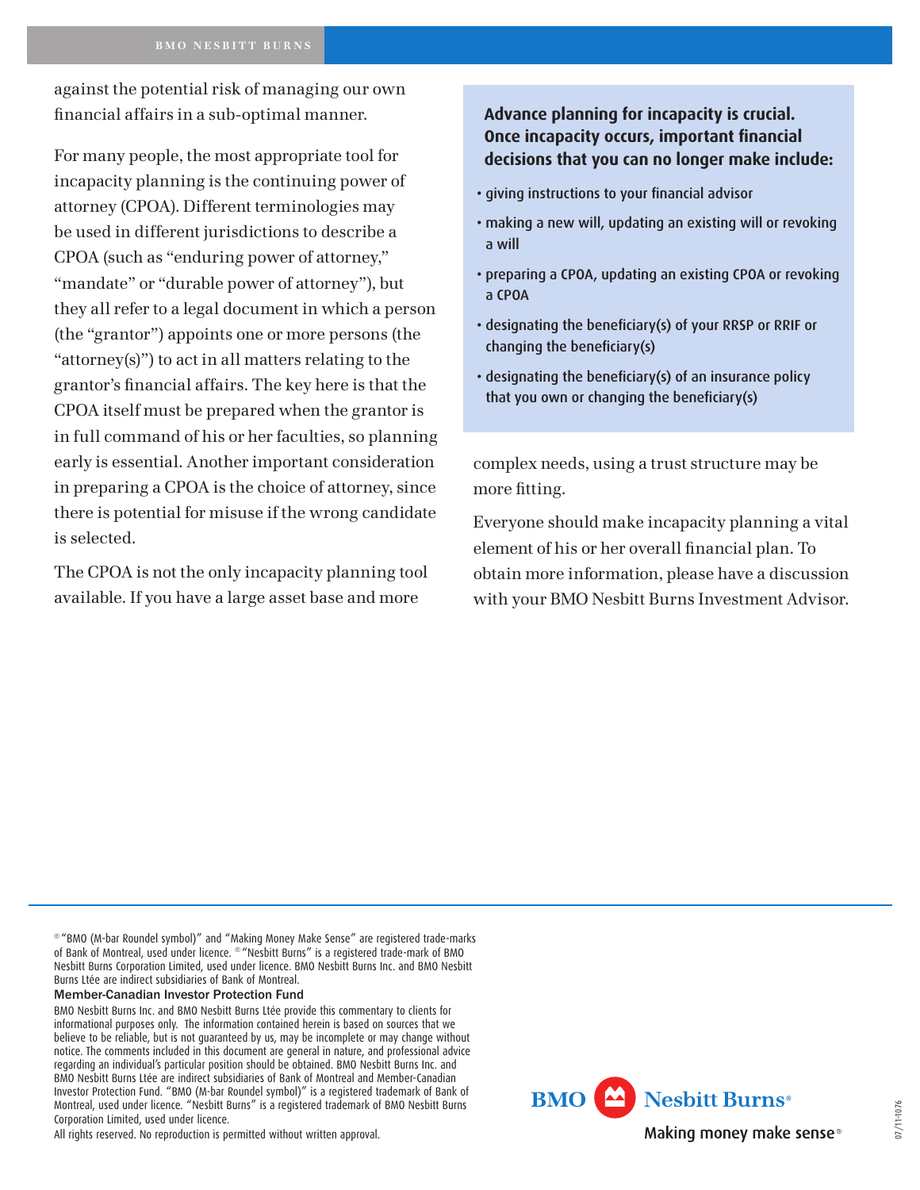against the potential risk of managing our own financial affairs in a sub-optimal manner.

For many people, the most appropriate tool for incapacity planning is the continuing power of attorney (CPOA). Different terminologies may be used in different jurisdictions to describe a CPOA (such as "enduring power of attorney," "mandate" or "durable power of attorney"), but they all refer to a legal document in which a person (the "grantor") appoints one or more persons (the "attorney(s)") to act in all matters relating to the grantor's financial affairs. The key here is that the CPOA itself must be prepared when the grantor is in full command of his or her faculties, so planning early is essential. Another important consideration in preparing a CPOA is the choice of attorney, since there is potential for misuse if the wrong candidate is selected.

The CPOA is not the only incapacity planning tool available. If you have a large asset base and more complex needs, using a trust structure may be more fitting.

**Advance planning for incapacity is crucial. Once incapacity occurs, important financial decisions that you can no longer make include:**

- giving instructions to your financial advisor
- making a new will, updating an existing will or revoking a will
- preparing a CPOA, updating an existing CPOA or revoking a CPOA
- designating the beneficiary(s) of your RRSP or RRIF or changing the beneficiary(s)
- designating the beneficiary(s) of an insurance policy that you own or changing the beneficiary(s)

Everyone should make incapacity planning a vital element of his or her overall financial plan. To obtain more information, please have a discussion with your BMO Nesbitt Burns Investment Advisor.

® "BMO (M-bar Roundel symbol)" and "Making Money Make Sense" are registered trade-marks of Bank of Montreal, used under licence. ® "Nesbitt Burns" is a registered trade-mark of BMO Nesbitt Burns Corporation Limited, used under licence. BMO Nesbitt Burns Inc. and BMO Nesbitt Burns Ltée are indirect subsidiaries of Bank of Montreal.

**Member-Canadian Investor Protection Fund**

BMO Nesbitt Burns Inc. and BMO Nesbitt Burns Ltée provide this commentary to clients for informational purposes only. The information contained herein is based on sources that we believe to be reliable, but is not guaranteed by us, may be incomplete or may change without notice. The comments included in this document are general in nature, and professional advice regarding an individual's particular position should be obtained. BMO Nesbitt Burns Inc. and BMO Nesbitt Burns Ltée are indirect subsidiaries of Bank of Montreal and Member-Canadian Investor Protection Fund. "BMO (M-bar Roundel symbol)" is a registered trademark of Bank of Montreal, used under licence. "Nesbitt Burns" is a registered trademark of BMO Nesbitt Burns Corporation Limited, used under licence.

All rights reserved. No reproduction is permitted without written approval.

BMO Nesbitt Burns®

Making money make sense®

07/11-1076